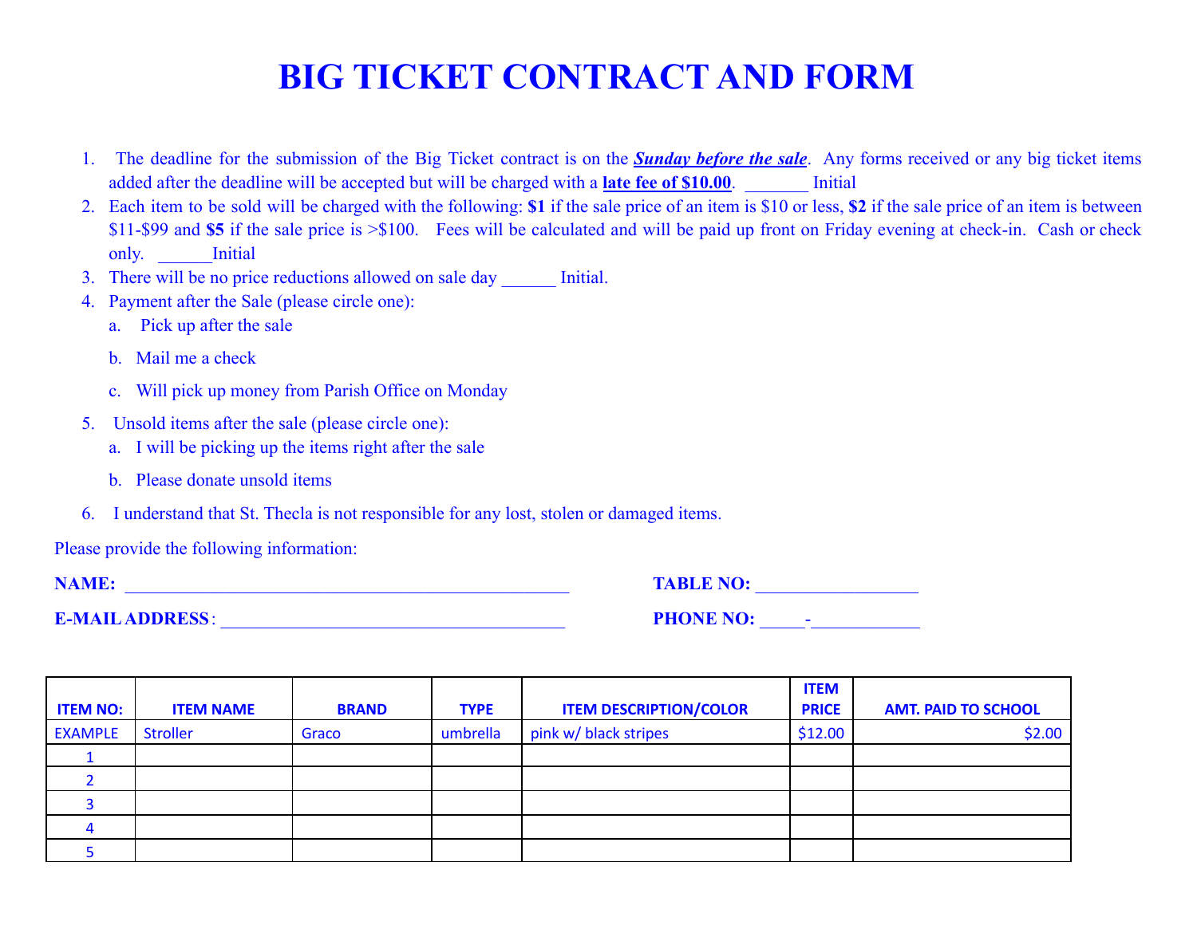# BIG TICKET CONTRACT AND FORM

1. The deadline for the submission of the Big Ticket contract is on the ***Sunday before the sale***. Any forms received or any big ticket items added after the deadline will be accepted but will be charged with a **late fee of $10.00**. _______ Initial
2. Each item to be sold will be charged with the following: **$1** if the sale price of an item is $10 or less, **$2** if the sale price of an item is between $11-$99 and **$5** if the sale price is >$100. Fees will be calculated and will be paid up front on Friday evening at check-in. Cash or check only. ______Initial
3. There will be no price reductions allowed on sale day ______ Initial.
4. Payment after the Sale (please circle one):
   a. Pick up after the sale
   b. Mail me a check
   c. Will pick up money from Parish Office on Monday
5. Unsold items after the sale (please circle one):
   a. I will be picking up the items right after the sale
   b. Please donate unsold items
6. I understand that St. Thecla is not responsible for any lost, stolen or damaged items.

Please provide the following information:

**NAME:** _______________________________________________ **TABLE NO:** _________________

**E-MAIL ADDRESS**: ____________________________________ **PHONE NO:** _____-___________

| ITEM NO: | ITEM NAME | BRAND | TYPE | ITEM DESCRIPTION/COLOR | ITEM PRICE | AMT. PAID TO SCHOOL |
|---|---|---|---|---|---|---|
| EXAMPLE | Stroller | Graco | umbrella | pink w/ black stripes | $12.00 | $2.00 |
| 1 | | | | | | |
| 2 | | | | | | |
| 3 | | | | | | |
| 4 | | | | | | |
| 5 | | | | | | |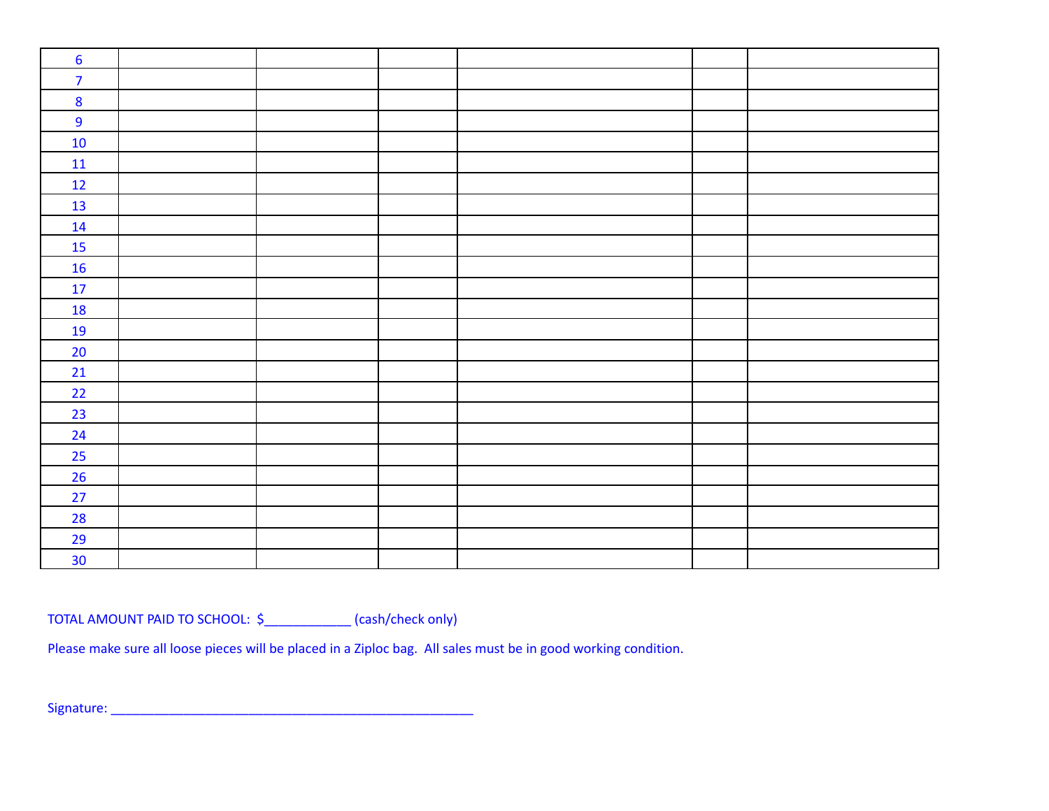| | | | | | | |
|---|---|---|---|---|---|---|
| 6 | | | | | | |
| 7 | | | | | | |
| 8 | | | | | | |
| 9 | | | | | | |
| 10 | | | | | | |
| 11 | | | | | | |
| 12 | | | | | | |
| 13 | | | | | | |
| 14 | | | | | | |
| 15 | | | | | | |
| 16 | | | | | | |
| 17 | | | | | | |
| 18 | | | | | | |
| 19 | | | | | | |
| 20 | | | | | | |
| 21 | | | | | | |
| 22 | | | | | | |
| 23 | | | | | | |
| 24 | | | | | | |
| 25 | | | | | | |
| 26 | | | | | | |
| 27 | | | | | | |
| 28 | | | | | | |
| 29 | | | | | | |
| 30 | | | | | | |

TOTAL AMOUNT PAID TO SCHOOL: $____________ (cash/check only)

Please make sure all loose pieces will be placed in a Ziploc bag. All sales must be in good working condition.

Signature: ____________________________________________________